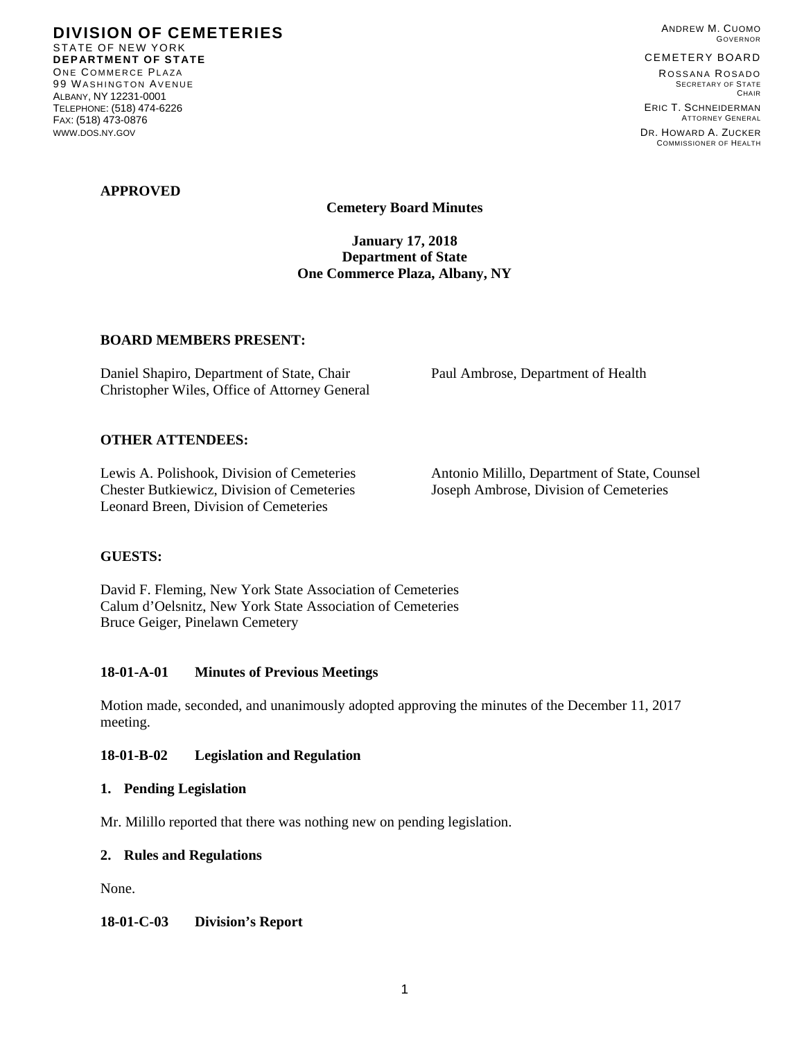**DIVISION OF CEMETERIES**
STATE OF NEW YORK
**DEPARTMENT OF STATE**
ONE COMMERCE PLAZA
99 WASHINGTON AVENUE
ALBANY, NY 12231-0001
TELEPHONE: (518) 474-6226
FAX: (518) 473-0876
WWW.DOS.NY.GOV

ANDREW M. CUOMO
GOVERNOR

CEMETERY BOARD

ROSSANA ROSADO
SECRETARY OF STATE
CHAIR

ERIC T. SCHNEIDERMAN
ATTORNEY GENERAL

DR. HOWARD A. ZUCKER
COMMISSIONER OF HEALTH

**APPROVED**

**Cemetery Board Minutes**

**January 17, 2018**
**Department of State**
**One Commerce Plaza, Albany, NY**

**BOARD MEMBERS PRESENT:**

Daniel Shapiro, Department of State, Chair
Christopher Wiles, Office of Attorney General
Paul Ambrose, Department of Health

**OTHER ATTENDEES:**

Lewis A. Polishook, Division of Cemeteries
Chester Butkiewicz, Division of Cemeteries
Leonard Breen, Division of Cemeteries
Antonio Milillo, Department of State, Counsel
Joseph Ambrose, Division of Cemeteries

**GUESTS:**

David F. Fleming, New York State Association of Cemeteries
Calum d'Oelsnitz, New York State Association of Cemeteries
Bruce Geiger, Pinelawn Cemetery

**18-01-A-01 Minutes of Previous Meetings**

Motion made, seconded, and unanimously adopted approving the minutes of the December 11, 2017 meeting.

**18-01-B-02 Legislation and Regulation**

**1. Pending Legislation**

Mr. Milillo reported that there was nothing new on pending legislation.

**2. Rules and Regulations**

None.

**18-01-C-03 Division's Report**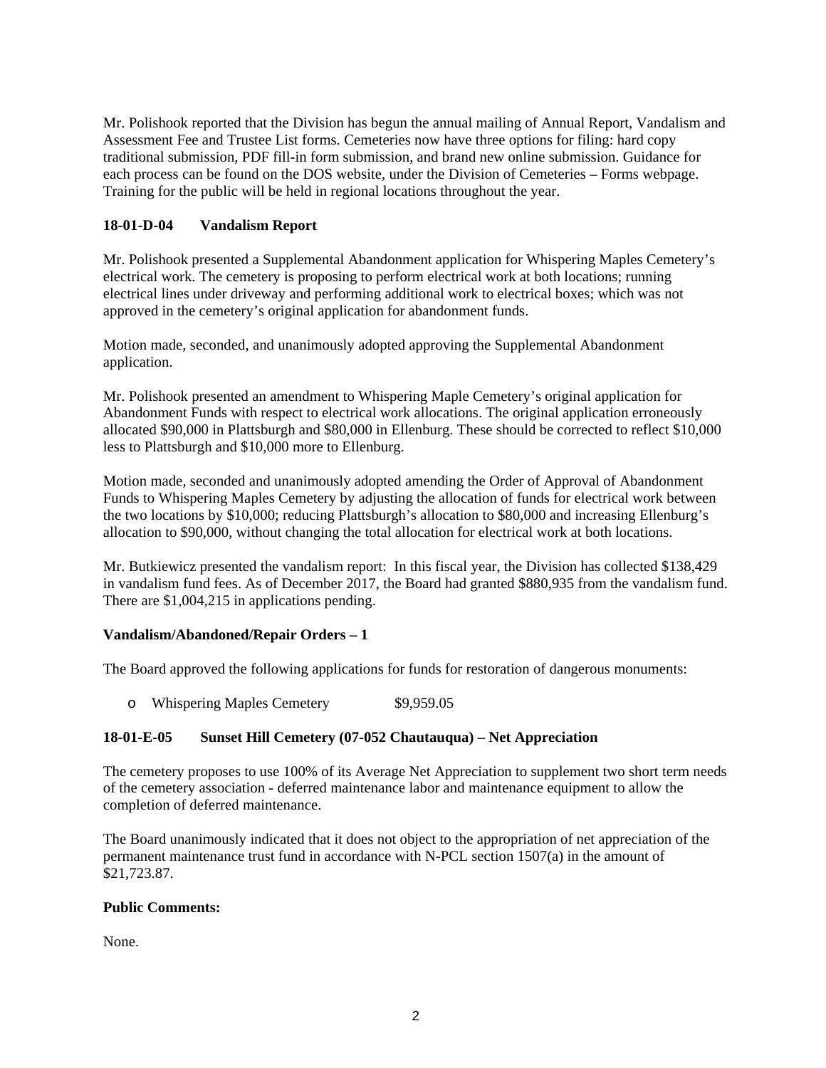Mr. Polishook reported that the Division has begun the annual mailing of Annual Report, Vandalism and Assessment Fee and Trustee List forms. Cemeteries now have three options for filing: hard copy traditional submission, PDF fill-in form submission, and brand new online submission. Guidance for each process can be found on the DOS website, under the Division of Cemeteries – Forms webpage. Training for the public will be held in regional locations throughout the year.

**18-01-D-04 Vandalism Report**

Mr. Polishook presented a Supplemental Abandonment application for Whispering Maples Cemetery's electrical work. The cemetery is proposing to perform electrical work at both locations; running electrical lines under driveway and performing additional work to electrical boxes; which was not approved in the cemetery's original application for abandonment funds.

Motion made, seconded, and unanimously adopted approving the Supplemental Abandonment application.

Mr. Polishook presented an amendment to Whispering Maple Cemetery's original application for Abandonment Funds with respect to electrical work allocations. The original application erroneously allocated $90,000 in Plattsburgh and $80,000 in Ellenburg. These should be corrected to reflect $10,000 less to Plattsburgh and $10,000 more to Ellenburg.

Motion made, seconded and unanimously adopted amending the Order of Approval of Abandonment Funds to Whispering Maples Cemetery by adjusting the allocation of funds for electrical work between the two locations by $10,000; reducing Plattsburgh's allocation to $80,000 and increasing Ellenburg's allocation to $90,000, without changing the total allocation for electrical work at both locations.

Mr. Butkiewicz presented the vandalism report: In this fiscal year, the Division has collected $138,429 in vandalism fund fees. As of December 2017, the Board had granted $880,935 from the vandalism fund. There are $1,004,215 in applications pending.

**Vandalism/Abandoned/Repair Orders – 1**

The Board approved the following applications for funds for restoration of dangerous monuments:

- Whispering Maples Cemetery $9,959.05

**18-01-E-05 Sunset Hill Cemetery (07-052 Chautauqua) – Net Appreciation**

The cemetery proposes to use 100% of its Average Net Appreciation to supplement two short term needs of the cemetery association - deferred maintenance labor and maintenance equipment to allow the completion of deferred maintenance.

The Board unanimously indicated that it does not object to the appropriation of net appreciation of the permanent maintenance trust fund in accordance with N-PCL section 1507(a) in the amount of $21,723.87.

**Public Comments:**

None.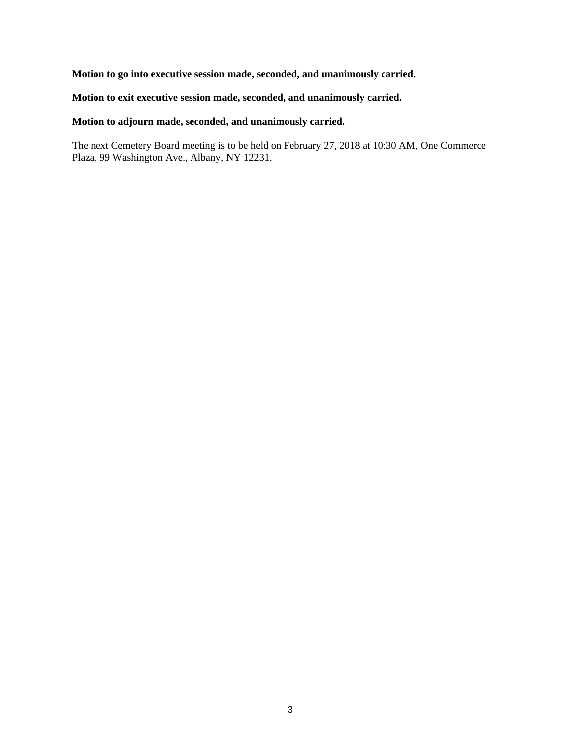**Motion to go into executive session made, seconded, and unanimously carried.**

**Motion to exit executive session made, seconded, and unanimously carried.**

**Motion to adjourn made, seconded, and unanimously carried.**

The next Cemetery Board meeting is to be held on February 27, 2018 at 10:30 AM, One Commerce Plaza, 99 Washington Ave., Albany, NY 12231.